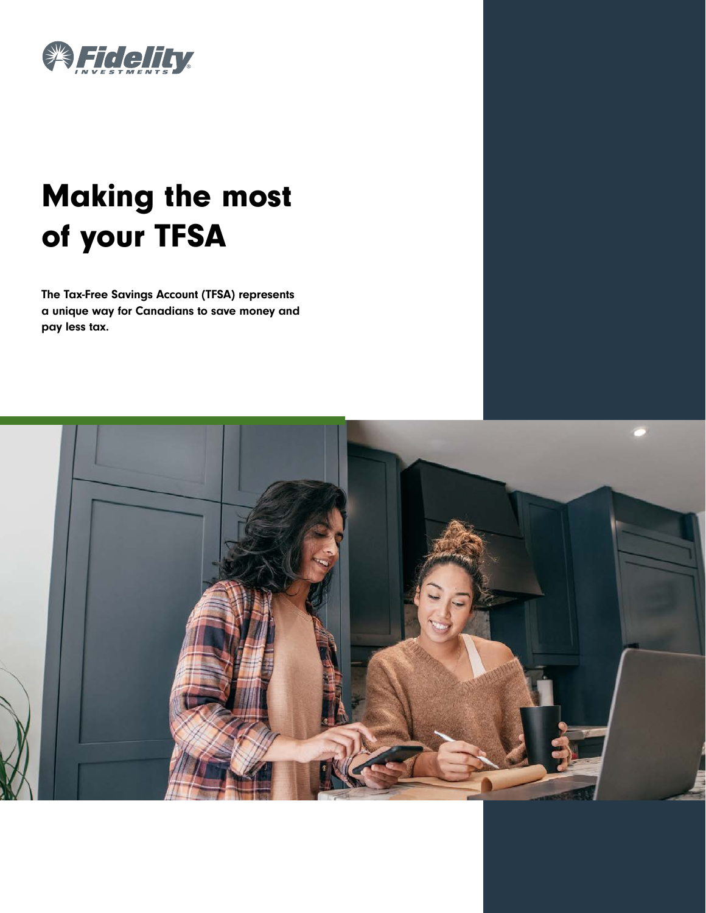Fidelity INVESTMENTS

# Making the most of your TFSA

**The Tax-Free Savings Account (TFSA) represents a unique way for Canadians to save money and pay less tax.**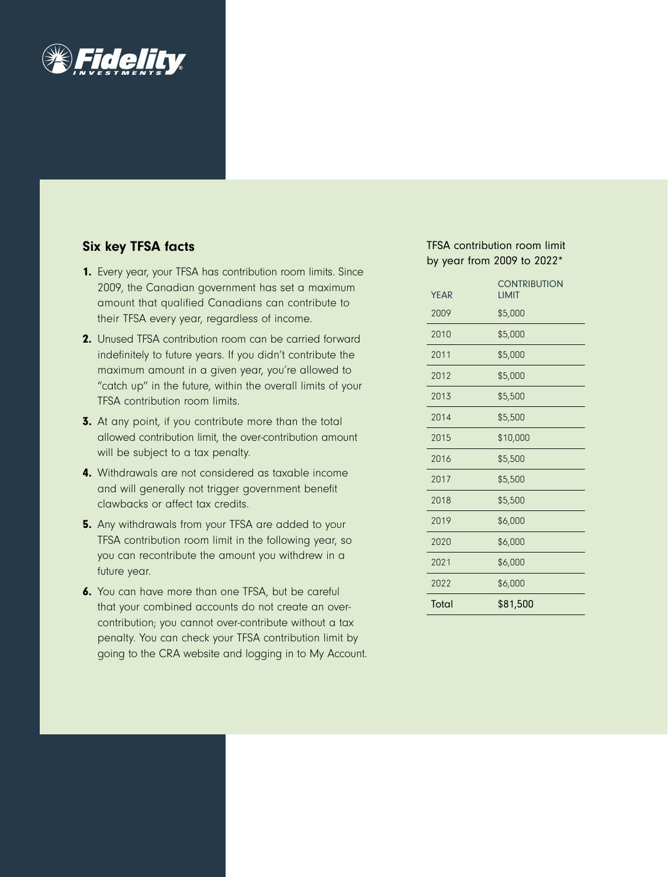## Six key TFSA facts

1. Every year, your TFSA has contribution room limits. Since 2009, the Canadian government has set a maximum amount that qualified Canadians can contribute to their TFSA every year, regardless of income.
2. Unused TFSA contribution room can be carried forward indefinitely to future years. If you didn't contribute the maximum amount in a given year, you're allowed to "catch up" in the future, within the overall limits of your TFSA contribution room limits.
3. At any point, if you contribute more than the total allowed contribution limit, the over-contribution amount will be subject to a tax penalty.
4. Withdrawals are not considered as taxable income and will generally not trigger government benefit clawbacks or affect tax credits.
5. Any withdrawals from your TFSA are added to your TFSA contribution room limit in the following year, so you can recontribute the amount you withdrew in a future year.
6. You can have more than one TFSA, but be careful that your combined accounts do not create an over-contribution; you cannot over-contribute without a tax penalty. You can check your TFSA contribution limit by going to the CRA website and logging in to My Account.

TFSA contribution room limit by year from 2009 to 2022*

| YEAR | CONTRIBUTION LIMIT |
|---|---|
| 2009 | $5,000 |
| 2010 | $5,000 |
| 2011 | $5,000 |
| 2012 | $5,000 |
| 2013 | $5,500 |
| 2014 | $5,500 |
| 2015 | $10,000 |
| 2016 | $5,500 |
| 2017 | $5,500 |
| 2018 | $5,500 |
| 2019 | $6,000 |
| 2020 | $6,000 |
| 2021 | $6,000 |
| 2022 | $6,000 |
| Total | $81,500 |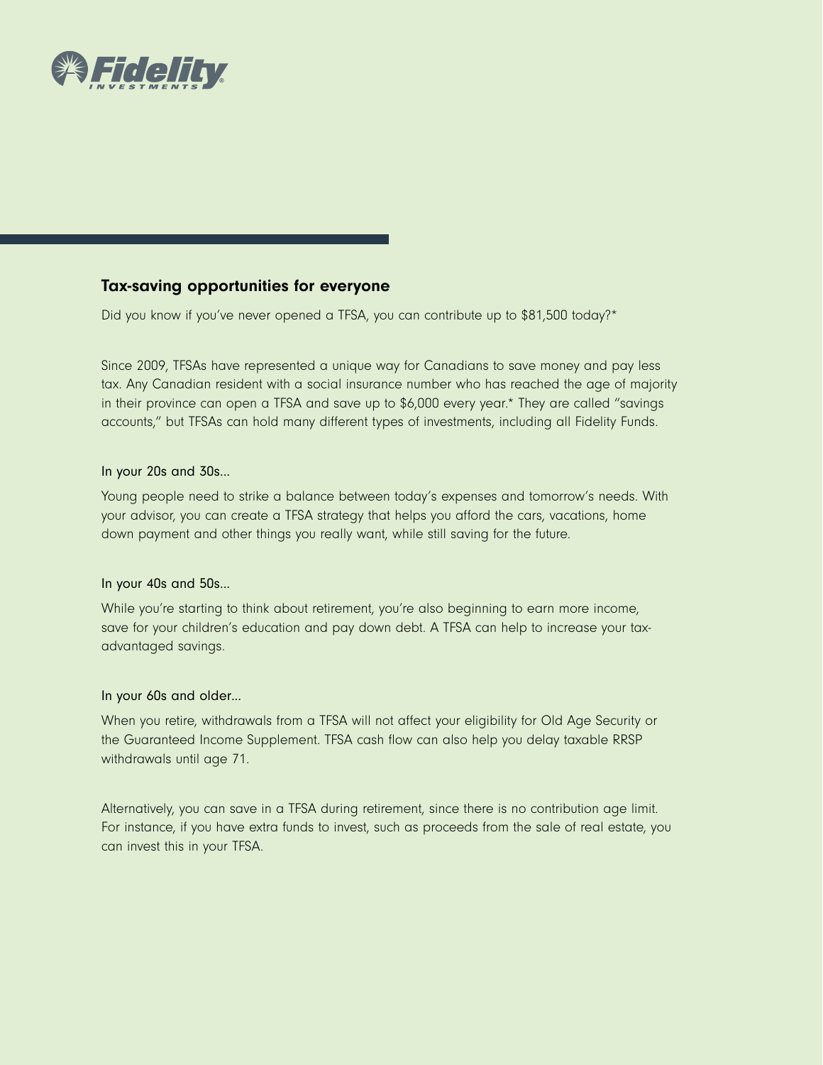## Tax-saving opportunities for everyone

Did you know if you've never opened a TFSA, you can contribute up to $81,500 today?*

Since 2009, TFSAs have represented a unique way for Canadians to save money and pay less tax. Any Canadian resident with a social insurance number who has reached the age of majority in their province can open a TFSA and save up to $6,000 every year.* They are called "savings accounts," but TFSAs can hold many different types of investments, including all Fidelity Funds.

### In your 20s and 30s...

Young people need to strike a balance between today's expenses and tomorrow's needs. With your advisor, you can create a TFSA strategy that helps you afford the cars, vacations, home down payment and other things you really want, while still saving for the future.

### In your 40s and 50s...

While you're starting to think about retirement, you're also beginning to earn more income, save for your children's education and pay down debt. A TFSA can help to increase your tax-advantaged savings.

### In your 60s and older...

When you retire, withdrawals from a TFSA will not affect your eligibility for Old Age Security or the Guaranteed Income Supplement. TFSA cash flow can also help you delay taxable RRSP withdrawals until age 71.

Alternatively, you can save in a TFSA during retirement, since there is no contribution age limit. For instance, if you have extra funds to invest, such as proceeds from the sale of real estate, you can invest this in your TFSA.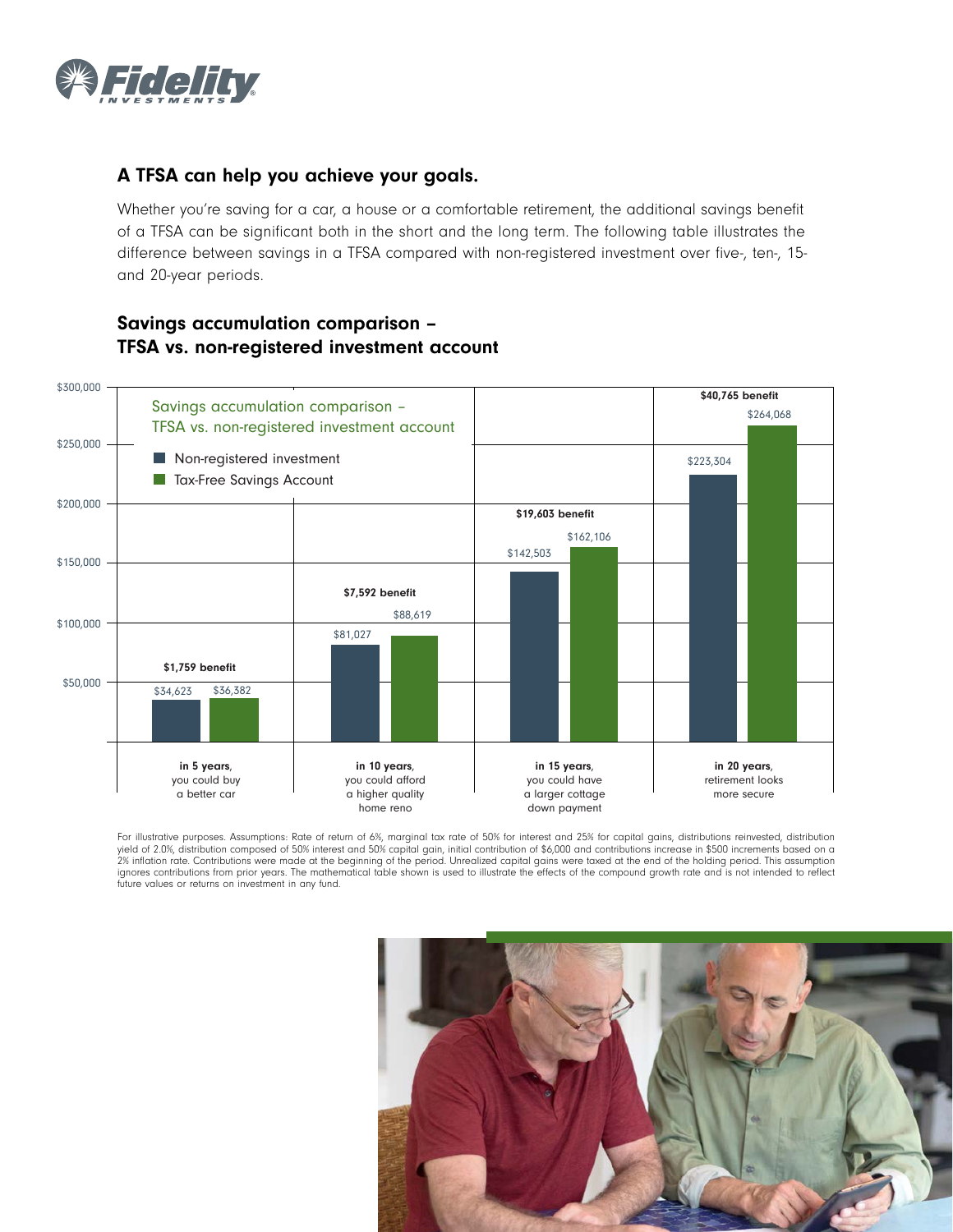## A TFSA can help you achieve your goals.

Whether you're saving for a car, a house or a comfortable retirement, the additional savings benefit of a TFSA can be significant both in the short and the long term. The following table illustrates the difference between savings in a TFSA compared with non-registered investment over five-, ten-, 15- and 20-year periods.

## Savings accumulation comparison – TFSA vs. non-registered investment account

| | Non-registered investment | Tax-Free Savings Account | Benefit |
|---|---|---|---|
| **in 5 years**, you could buy a better car | $34,623 | $36,382 | $1,759 benefit |
| **in 10 years**, you could afford a higher quality home reno | $81,027 | $88,619 | $7,592 benefit |
| **in 15 years**, you could have a larger cottage down payment | $142,503 | $162,106 | $19,603 benefit |
| **in 20 years**, retirement looks more secure | $223,304 | $264,068 | $40,765 benefit |

For illustrative purposes. Assumptions: Rate of return of 6%, marginal tax rate of 50% for interest and 25% for capital gains, distributions reinvested, distribution yield of 2.0%, distribution composed of 50% interest and 50% capital gain, initial contribution of $6,000 and contributions increase in $500 increments based on a 2% inflation rate. Contributions were made at the beginning of the period. Unrealized capital gains were taxed at the end of the holding period. This assumption ignores contributions from prior years. The mathematical table shown is used to illustrate the effects of the compound growth rate and is not intended to reflect future values or returns on investment in any fund.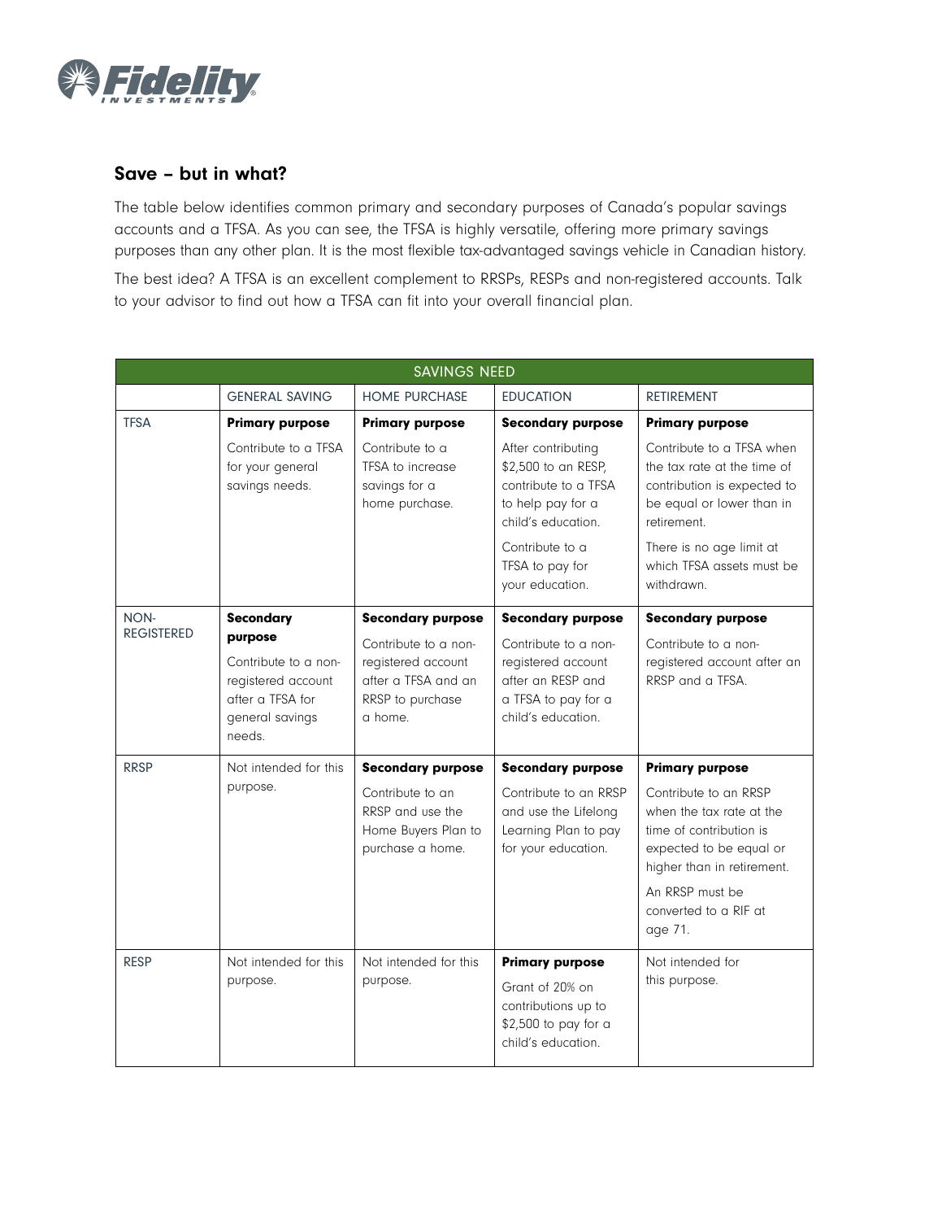## Save – but in what?

The table below identifies common primary and secondary purposes of Canada's popular savings accounts and a TFSA. As you can see, the TFSA is highly versatile, offering more primary savings purposes than any other plan. It is the most flexible tax-advantaged savings vehicle in Canadian history.

The best idea? A TFSA is an excellent complement to RRSPs, RESPs and non-registered accounts. Talk to your advisor to find out how a TFSA can fit into your overall financial plan.

| SAVINGS NEED | | | | |
|---|---|---|---|---|
| | GENERAL SAVING | HOME PURCHASE | EDUCATION | RETIREMENT |
| TFSA | **Primary purpose**<br>Contribute to a TFSA for your general savings needs. | **Primary purpose**<br>Contribute to a TFSA to increase savings for a home purchase. | **Secondary purpose**<br>After contributing $2,500 to an RESP, contribute to a TFSA to help pay for a child's education.<br>Contribute to a TFSA to pay for your education. | **Primary purpose**<br>Contribute to a TFSA when the tax rate at the time of contribution is expected to be equal or lower than in retirement.<br>There is no age limit at which TFSA assets must be withdrawn. |
| NON-REGISTERED | **Secondary purpose**<br>Contribute to a non-registered account after a TFSA for general savings needs. | **Secondary purpose**<br>Contribute to a non-registered account after a TFSA and an RRSP to purchase a home. | **Secondary purpose**<br>Contribute to a non-registered account after an RESP and a TFSA to pay for a child's education. | **Secondary purpose**<br>Contribute to a non-registered account after an RRSP and a TFSA. |
| RRSP | Not intended for this purpose. | **Secondary purpose**<br>Contribute to an RRSP and use the Home Buyers Plan to purchase a home. | **Secondary purpose**<br>Contribute to an RRSP and use the Lifelong Learning Plan to pay for your education. | **Primary purpose**<br>Contribute to an RRSP when the tax rate at the time of contribution is expected to be equal or higher than in retirement.<br>An RRSP must be converted to a RIF at age 71. |
| RESP | Not intended for this purpose. | Not intended for this purpose. | **Primary purpose**<br>Grant of 20% on contributions up to $2,500 to pay for a child's education. | Not intended for this purpose. |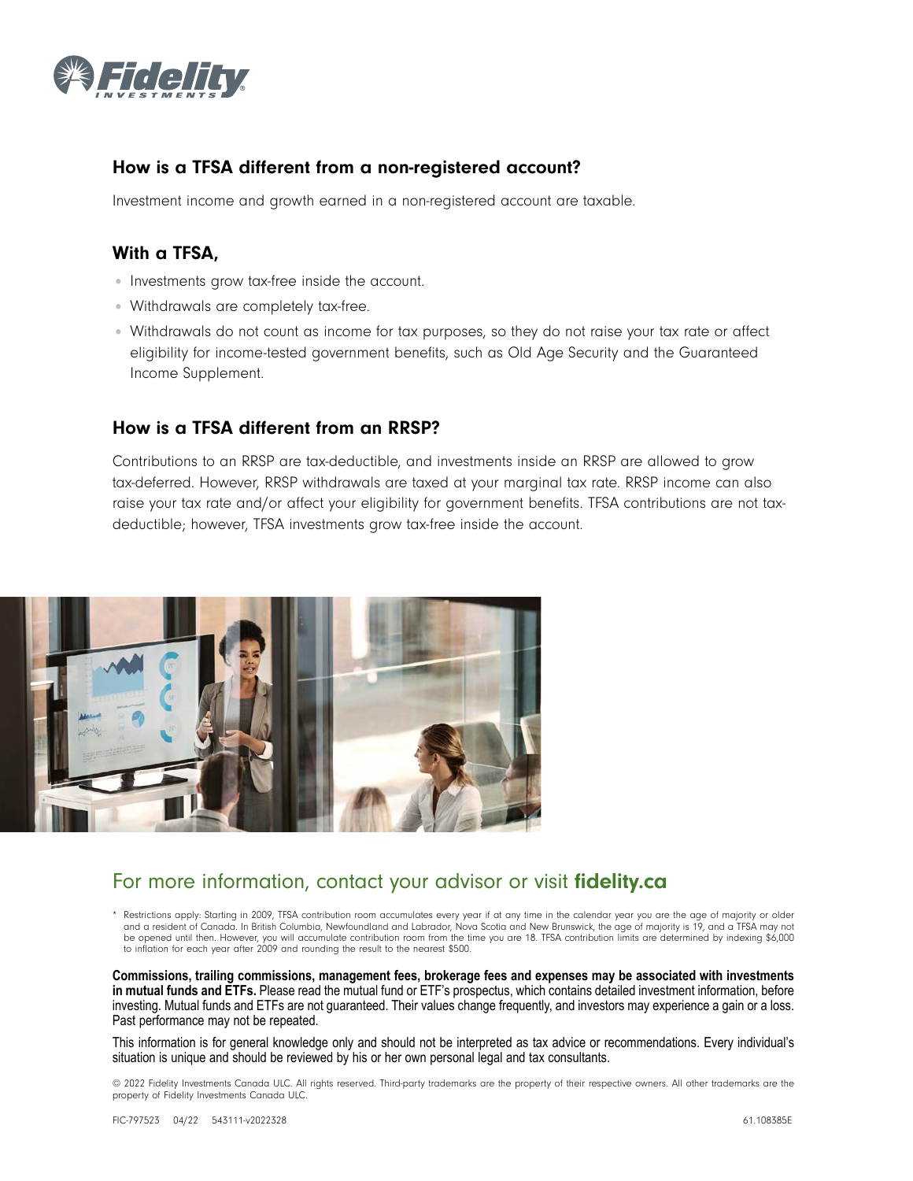## How is a TFSA different from a non-registered account?

Investment income and growth earned in a non-registered account are taxable.

## With a TFSA,

- Investments grow tax-free inside the account.
- Withdrawals are completely tax-free.
- Withdrawals do not count as income for tax purposes, so they do not raise your tax rate or affect eligibility for income-tested government benefits, such as Old Age Security and the Guaranteed Income Supplement.

## How is a TFSA different from an RRSP?

Contributions to an RRSP are tax-deductible, and investments inside an RRSP are allowed to grow tax-deferred. However, RRSP withdrawals are taxed at your marginal tax rate. RRSP income can also raise your tax rate and/or affect your eligibility for government benefits. TFSA contributions are not tax-deductible; however, TFSA investments grow tax-free inside the account.

For more information, contact your advisor or visit **fidelity.ca**

* Restrictions apply: Starting in 2009, TFSA contribution room accumulates every year if at any time in the calendar year you are the age of majority or older and a resident of Canada. In British Columbia, Newfoundland and Labrador, Nova Scotia and New Brunswick, the age of majority is 19, and a TFSA may not be opened until then. However, you will accumulate contribution room from the time you are 18. TFSA contribution limits are determined by indexing $6,000 to inflation for each year after 2009 and rounding the result to the nearest $500.

**Commissions, trailing commissions, management fees, brokerage fees and expenses may be associated with investments in mutual funds and ETFs.** Please read the mutual fund or ETF's prospectus, which contains detailed investment information, before investing. Mutual funds and ETFs are not guaranteed. Their values change frequently, and investors may experience a gain or a loss. Past performance may not be repeated.

This information is for general knowledge only and should not be interpreted as tax advice or recommendations. Every individual's situation is unique and should be reviewed by his or her own personal legal and tax consultants.

© 2022 Fidelity Investments Canada ULC. All rights reserved. Third-party trademarks are the property of their respective owners. All other trademarks are the property of Fidelity Investments Canada ULC.

FIC-797523 04/22 543111-v2022328 61.108385E